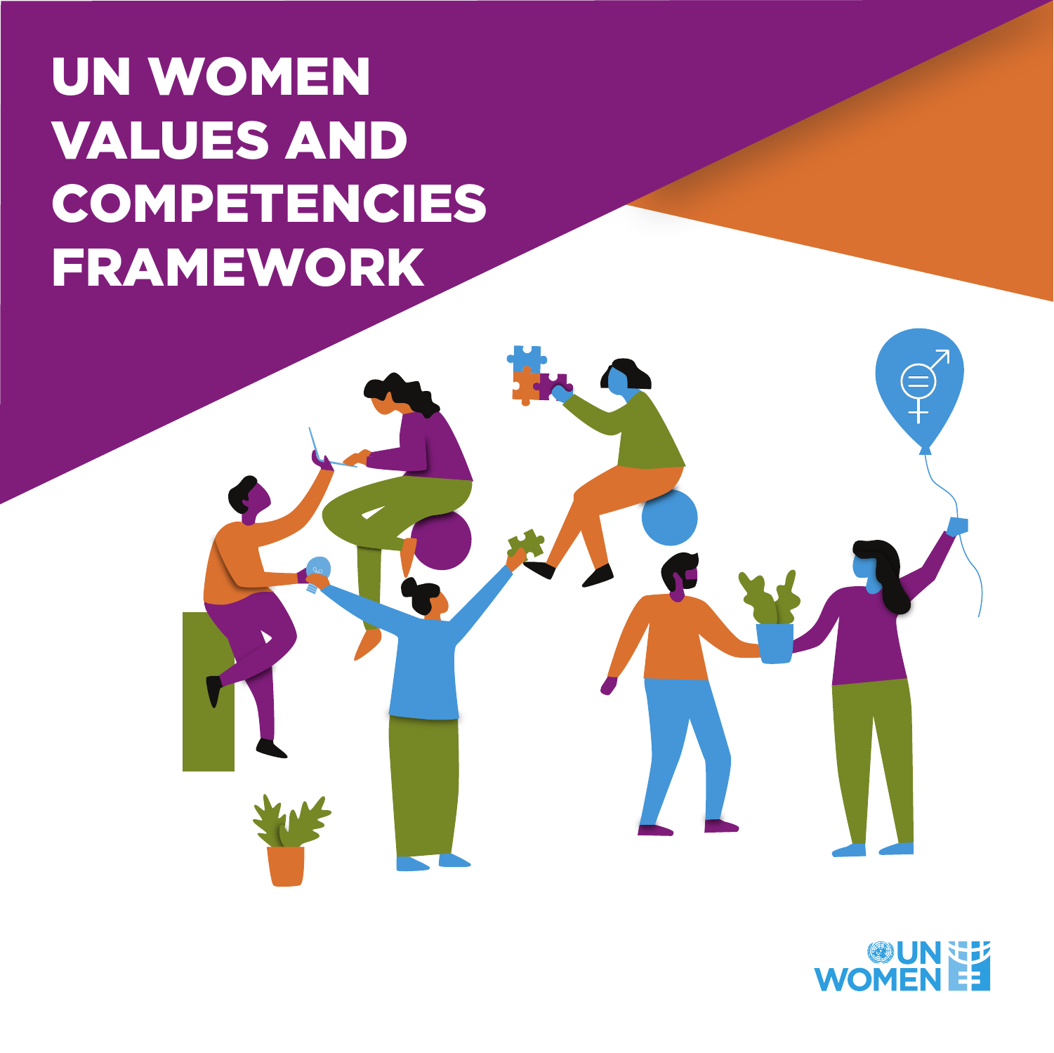# UN WOMEN VALUES AND COMPETENCIES FRAMEWORK

UN WOMEN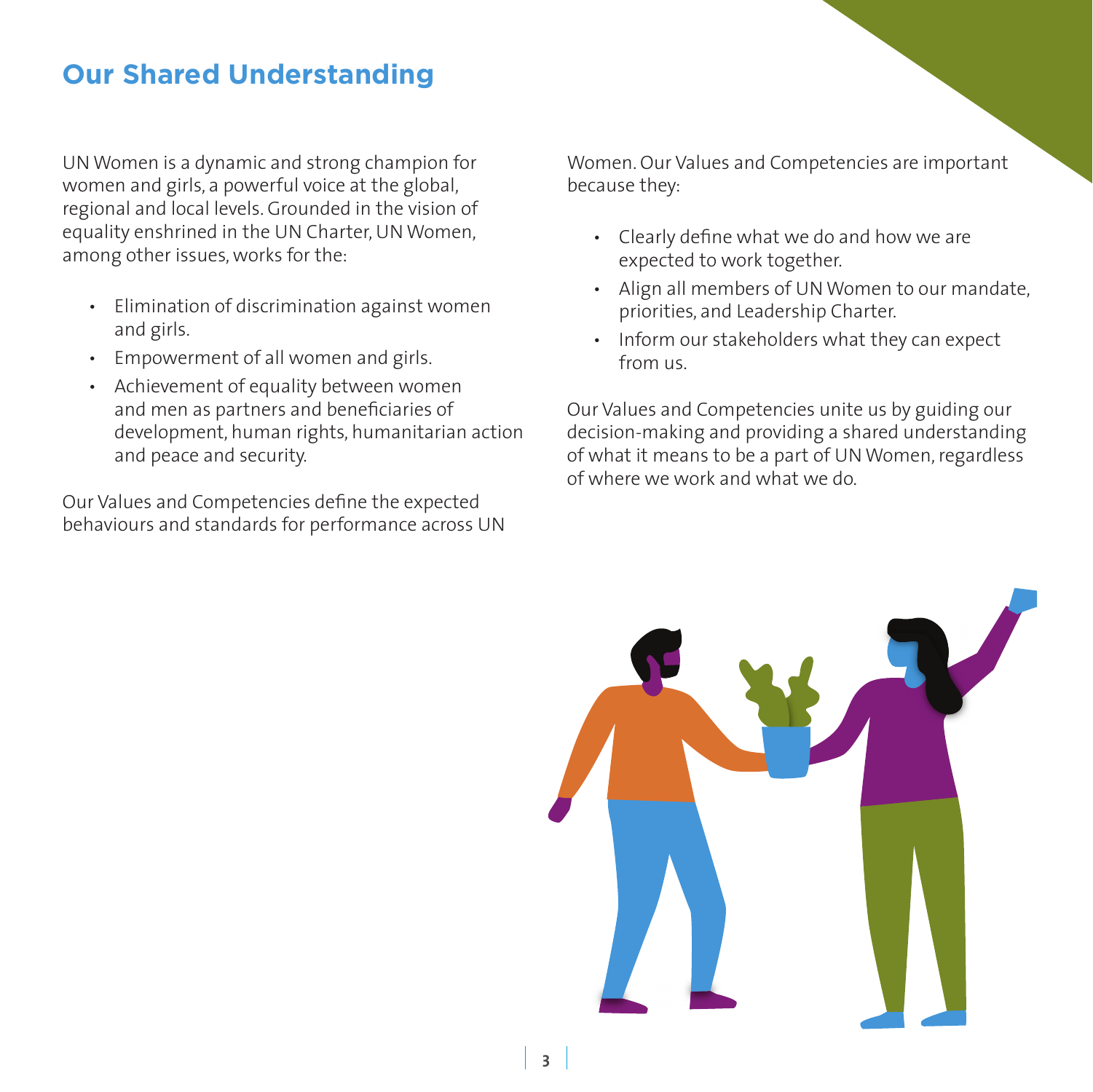## Our Shared Understanding

UN Women is a dynamic and strong champion for women and girls, a powerful voice at the global, regional and local levels. Grounded in the vision of equality enshrined in the UN Charter, UN Women, among other issues, works for the:

- Elimination of discrimination against women and girls.
- Empowerment of all women and girls.
- Achievement of equality between women and men as partners and beneficiaries of development, human rights, humanitarian action and peace and security.

Our Values and Competencies define the expected behaviours and standards for performance across UN Women. Our Values and Competencies are important because they:

- Clearly define what we do and how we are expected to work together.
- Align all members of UN Women to our mandate, priorities, and Leadership Charter.
- Inform our stakeholders what they can expect from us.

Our Values and Competencies unite us by guiding our decision-making and providing a shared understanding of what it means to be a part of UN Women, regardless of where we work and what we do.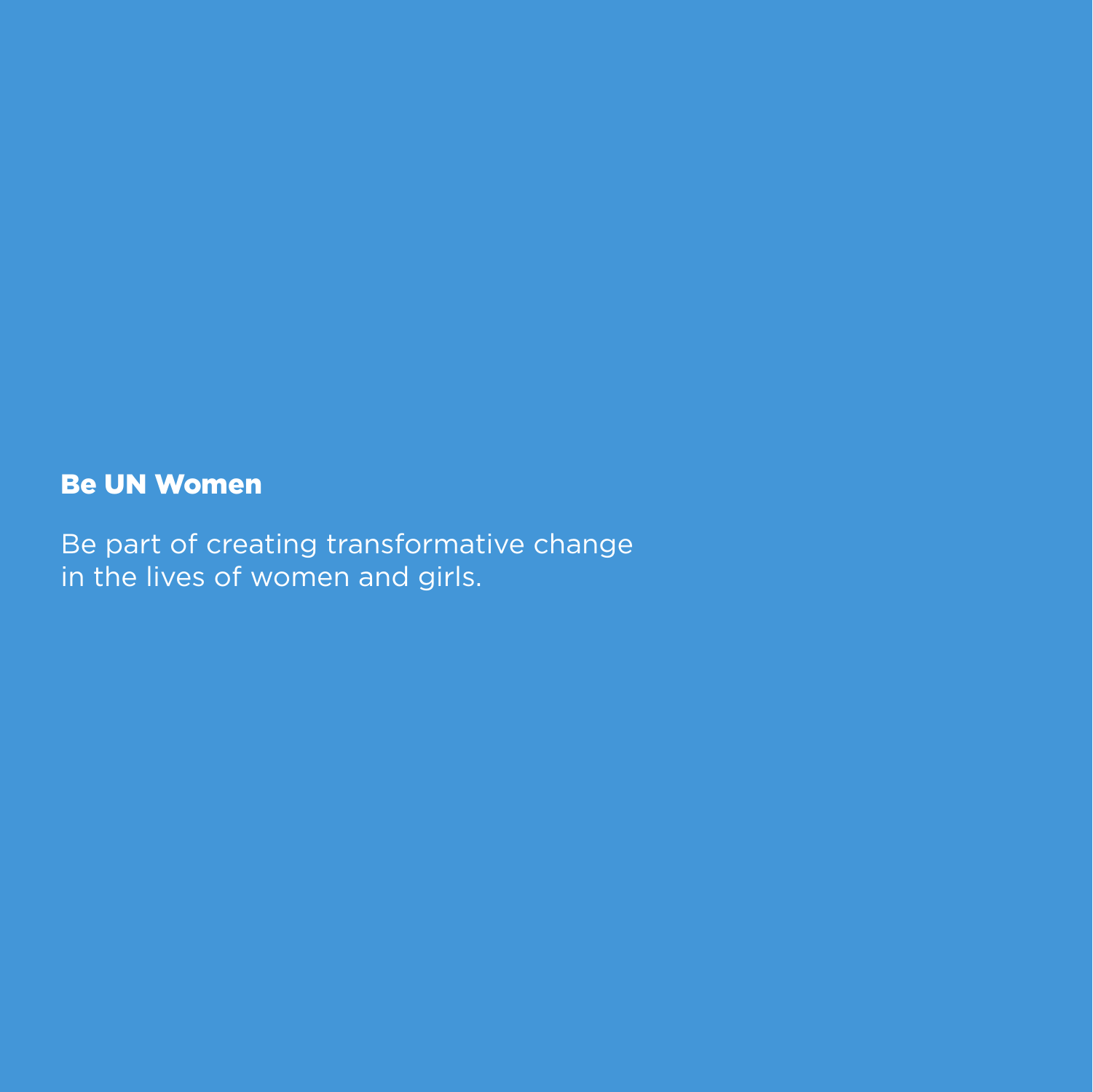## Be UN Women

Be part of creating transformative change in the lives of women and girls.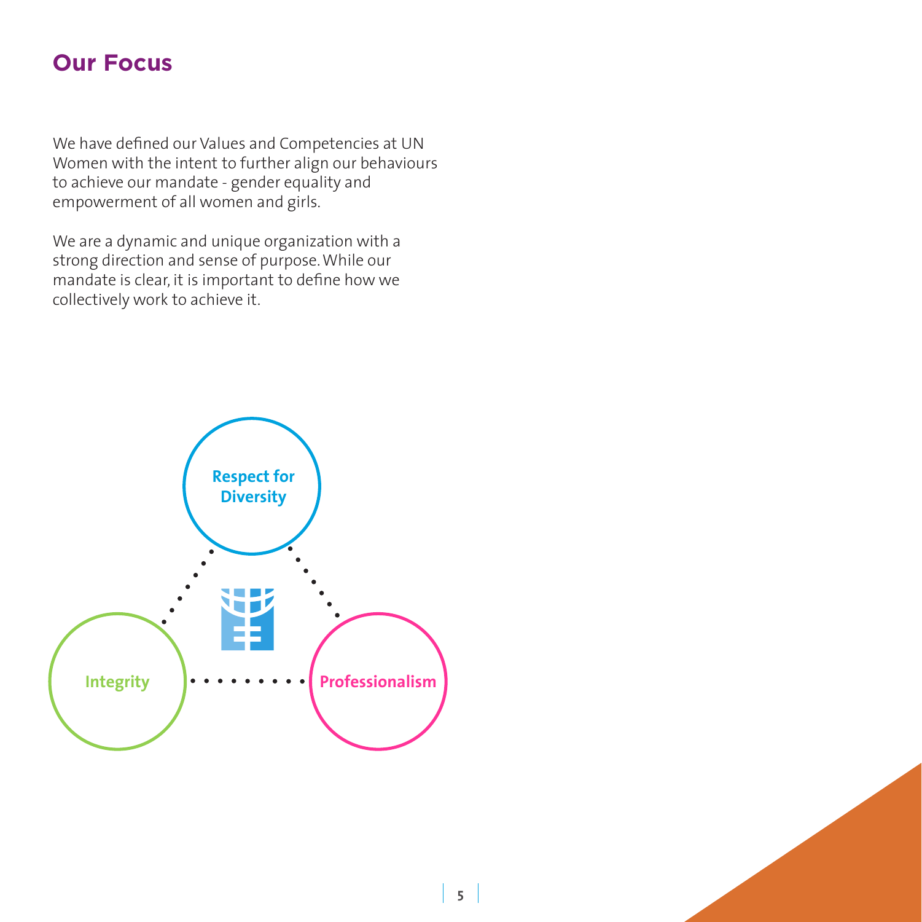## Our Focus

We have defined our Values and Competencies at UN Women with the intent to further align our behaviours to achieve our mandate - gender equality and empowerment of all women and girls.

We are a dynamic and unique organization with a strong direction and sense of purpose. While our mandate is clear, it is important to define how we collectively work to achieve it.

Respect for Diversity

Integrity

Professionalism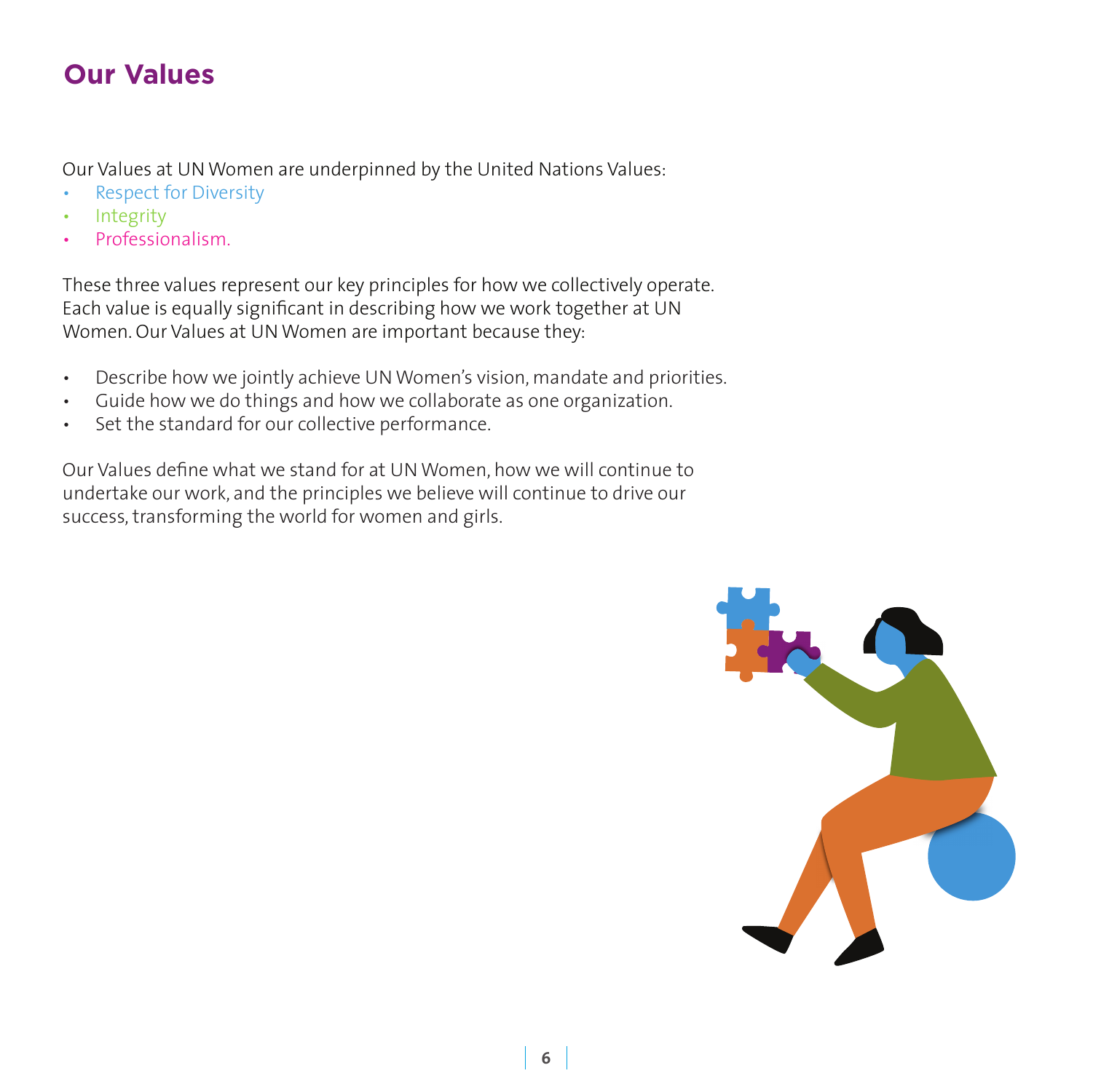# Our Values

Our Values at UN Women are underpinned by the United Nations Values:

- Respect for Diversity
- Integrity
- Professionalism.

These three values represent our key principles for how we collectively operate. Each value is equally significant in describing how we work together at UN Women. Our Values at UN Women are important because they:

- Describe how we jointly achieve UN Women's vision, mandate and priorities.
- Guide how we do things and how we collaborate as one organization.
- Set the standard for our collective performance.

Our Values define what we stand for at UN Women, how we will continue to undertake our work, and the principles we believe will continue to drive our success, transforming the world for women and girls.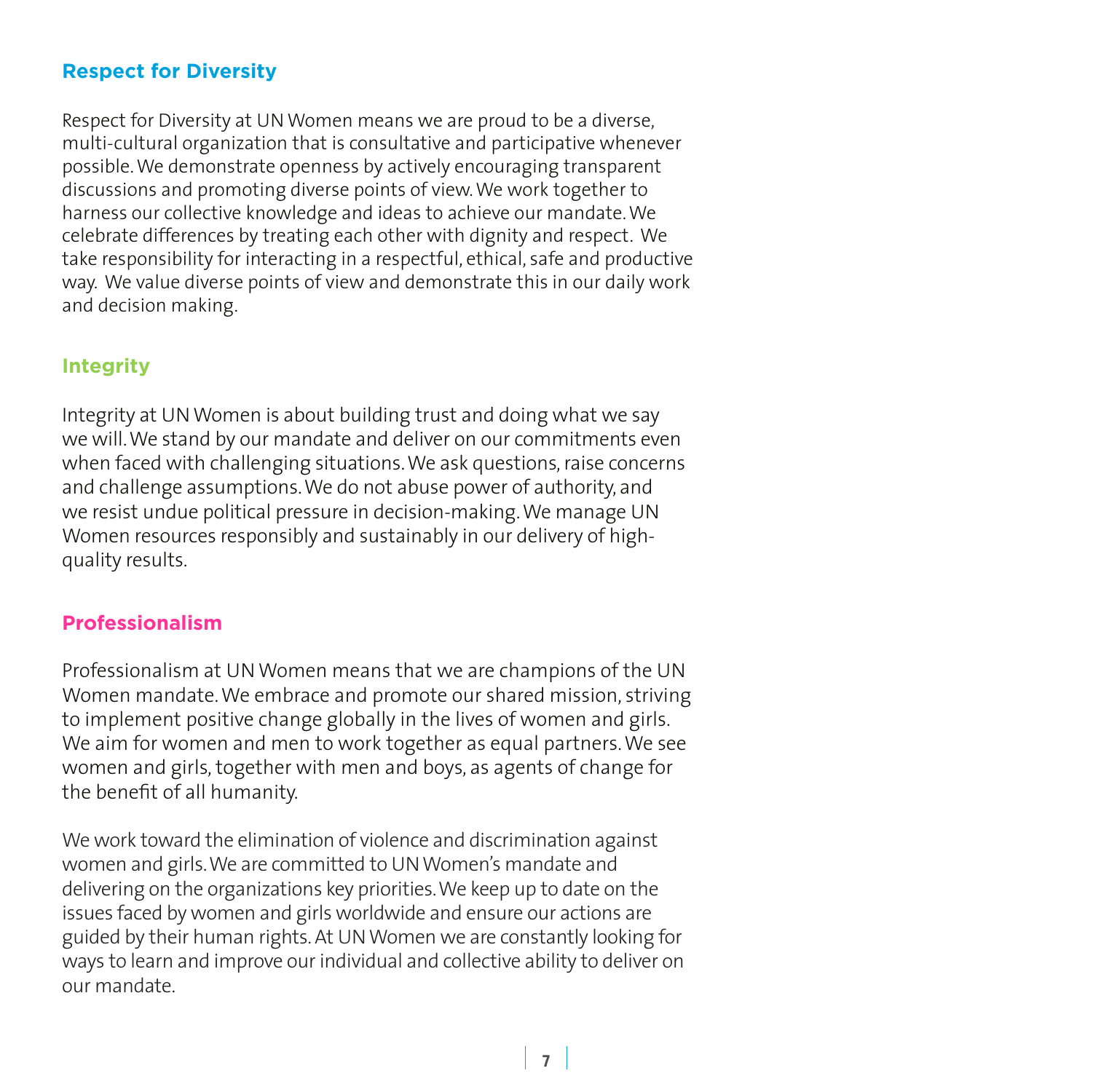## Respect for Diversity

Respect for Diversity at UN Women means we are proud to be a diverse, multi-cultural organization that is consultative and participative whenever possible. We demonstrate openness by actively encouraging transparent discussions and promoting diverse points of view. We work together to harness our collective knowledge and ideas to achieve our mandate. We celebrate differences by treating each other with dignity and respect. We take responsibility for interacting in a respectful, ethical, safe and productive way. We value diverse points of view and demonstrate this in our daily work and decision making.

## Integrity

Integrity at UN Women is about building trust and doing what we say we will. We stand by our mandate and deliver on our commitments even when faced with challenging situations. We ask questions, raise concerns and challenge assumptions. We do not abuse power of authority, and we resist undue political pressure in decision-making. We manage UN Women resources responsibly and sustainably in our delivery of high-quality results.

## Professionalism

Professionalism at UN Women means that we are champions of the UN Women mandate. We embrace and promote our shared mission, striving to implement positive change globally in the lives of women and girls. We aim for women and men to work together as equal partners. We see women and girls, together with men and boys, as agents of change for the benefit of all humanity.

We work toward the elimination of violence and discrimination against women and girls. We are committed to UN Women's mandate and delivering on the organizations key priorities. We keep up to date on the issues faced by women and girls worldwide and ensure our actions are guided by their human rights. At UN Women we are constantly looking for ways to learn and improve our individual and collective ability to deliver on our mandate.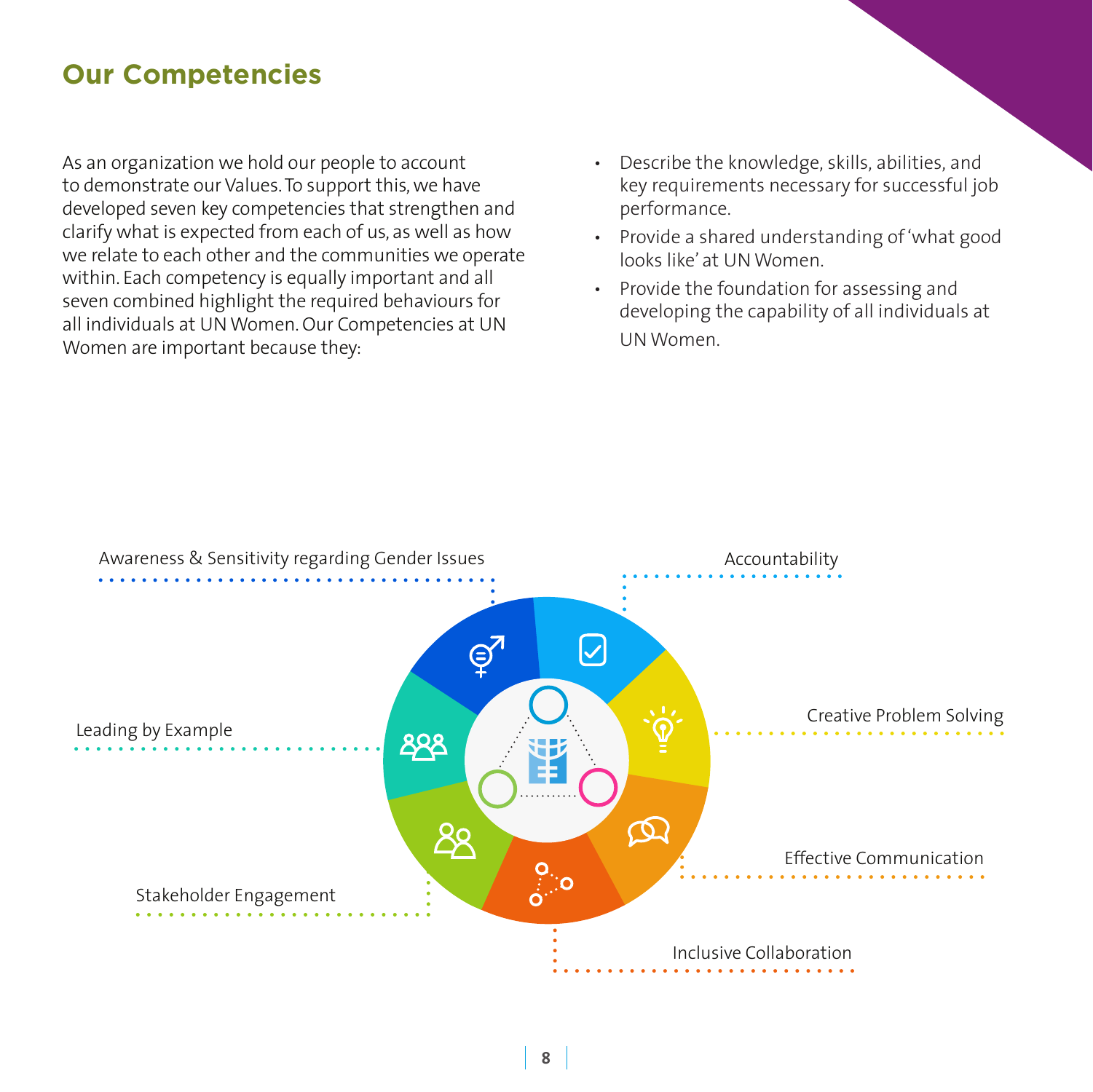## Our Competencies

As an organization we hold our people to account to demonstrate our Values. To support this, we have developed seven key competencies that strengthen and clarify what is expected from each of us, as well as how we relate to each other and the communities we operate within. Each competency is equally important and all seven combined highlight the required behaviours for all individuals at UN Women. Our Competencies at UN Women are important because they:

- Describe the knowledge, skills, abilities, and key requirements necessary for successful job performance.
- Provide a shared understanding of 'what good looks like' at UN Women.
- Provide the foundation for assessing and developing the capability of all individuals at UN Women.

Awareness & Sensitivity regarding Gender Issues

Accountability

Creative Problem Solving

Effective Communication

Inclusive Collaboration

Stakeholder Engagement

Leading by Example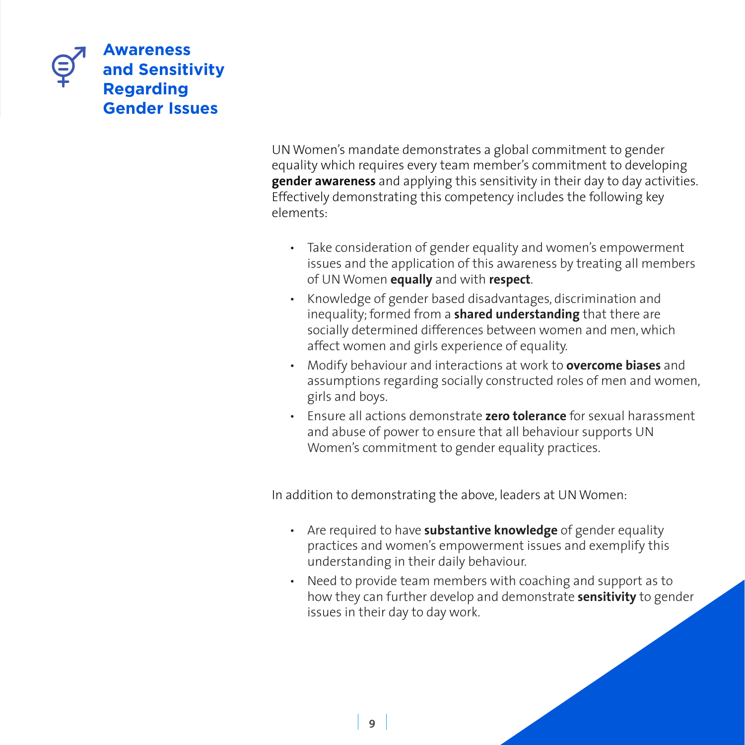# Awareness and Sensitivity Regarding Gender Issues

UN Women's mandate demonstrates a global commitment to gender equality which requires every team member's commitment to developing **gender awareness** and applying this sensitivity in their day to day activities. Effectively demonstrating this competency includes the following key elements:

- Take consideration of gender equality and women's empowerment issues and the application of this awareness by treating all members of UN Women **equally** and with **respect**.
- Knowledge of gender based disadvantages, discrimination and inequality; formed from a **shared understanding** that there are socially determined differences between women and men, which affect women and girls experience of equality.
- Modify behaviour and interactions at work to **overcome biases** and assumptions regarding socially constructed roles of men and women, girls and boys.
- Ensure all actions demonstrate **zero tolerance** for sexual harassment and abuse of power to ensure that all behaviour supports UN Women's commitment to gender equality practices.

In addition to demonstrating the above, leaders at UN Women:

- Are required to have **substantive knowledge** of gender equality practices and women's empowerment issues and exemplify this understanding in their daily behaviour.
- Need to provide team members with coaching and support as to how they can further develop and demonstrate **sensitivity** to gender issues in their day to day work.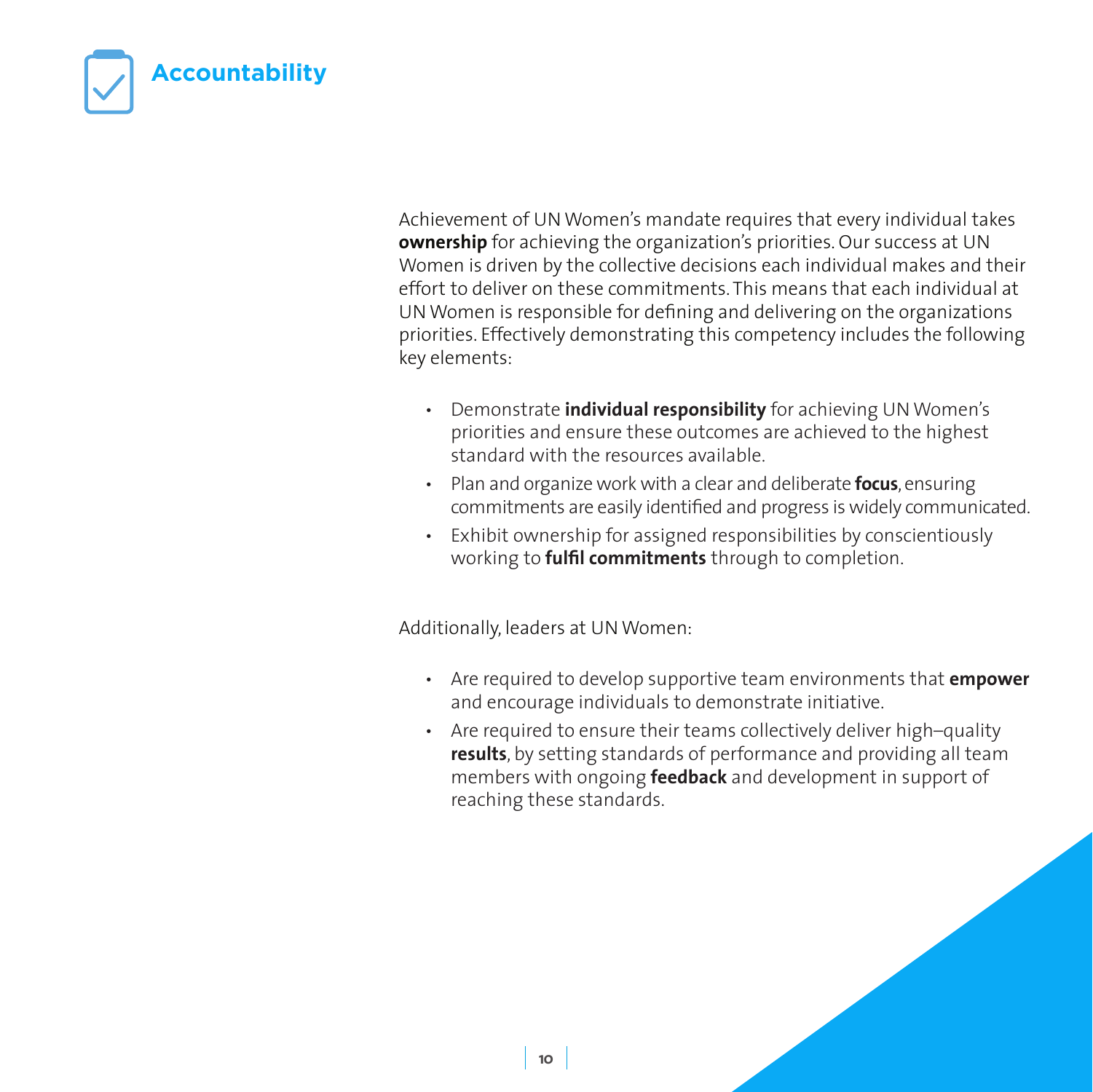# Accountability

Achievement of UN Women's mandate requires that every individual takes **ownership** for achieving the organization's priorities. Our success at UN Women is driven by the collective decisions each individual makes and their effort to deliver on these commitments. This means that each individual at UN Women is responsible for defining and delivering on the organizations priorities. Effectively demonstrating this competency includes the following key elements:

- Demonstrate **individual responsibility** for achieving UN Women's priorities and ensure these outcomes are achieved to the highest standard with the resources available.
- Plan and organize work with a clear and deliberate **focus**, ensuring commitments are easily identified and progress is widely communicated.
- Exhibit ownership for assigned responsibilities by conscientiously working to **fulfil commitments** through to completion.

Additionally, leaders at UN Women:

- Are required to develop supportive team environments that **empower** and encourage individuals to demonstrate initiative.
- Are required to ensure their teams collectively deliver high–quality **results**, by setting standards of performance and providing all team members with ongoing **feedback** and development in support of reaching these standards.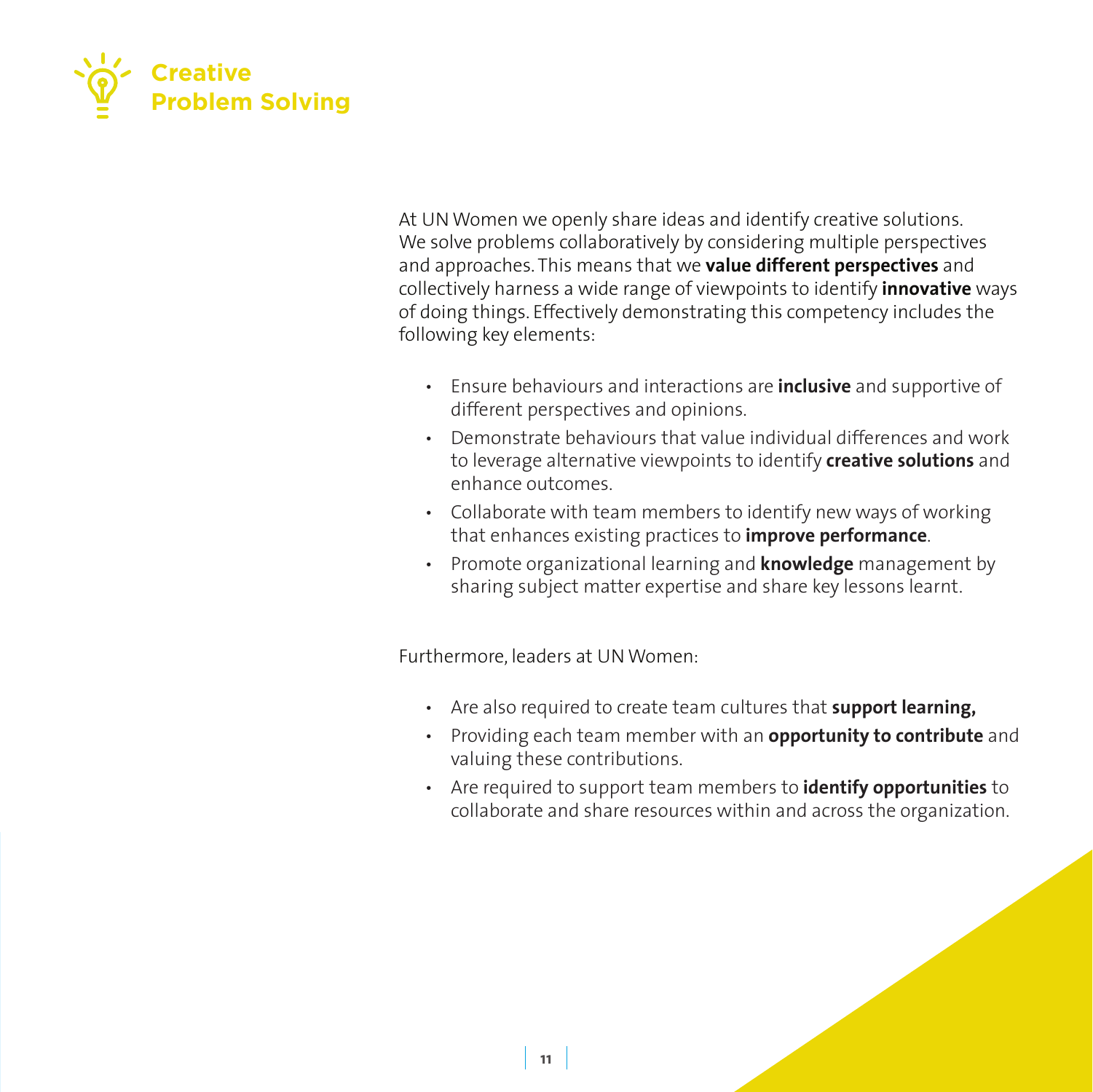# Creative Problem Solving

At UN Women we openly share ideas and identify creative solutions. We solve problems collaboratively by considering multiple perspectives and approaches. This means that we **value different perspectives** and collectively harness a wide range of viewpoints to identify **innovative** ways of doing things. Effectively demonstrating this competency includes the following key elements:

- Ensure behaviours and interactions are **inclusive** and supportive of different perspectives and opinions.
- Demonstrate behaviours that value individual differences and work to leverage alternative viewpoints to identify **creative solutions** and enhance outcomes.
- Collaborate with team members to identify new ways of working that enhances existing practices to **improve performance**.
- Promote organizational learning and **knowledge** management by sharing subject matter expertise and share key lessons learnt.

Furthermore, leaders at UN Women:

- Are also required to create team cultures that **support learning,**
- Providing each team member with an **opportunity to contribute** and valuing these contributions.
- Are required to support team members to **identify opportunities** to collaborate and share resources within and across the organization.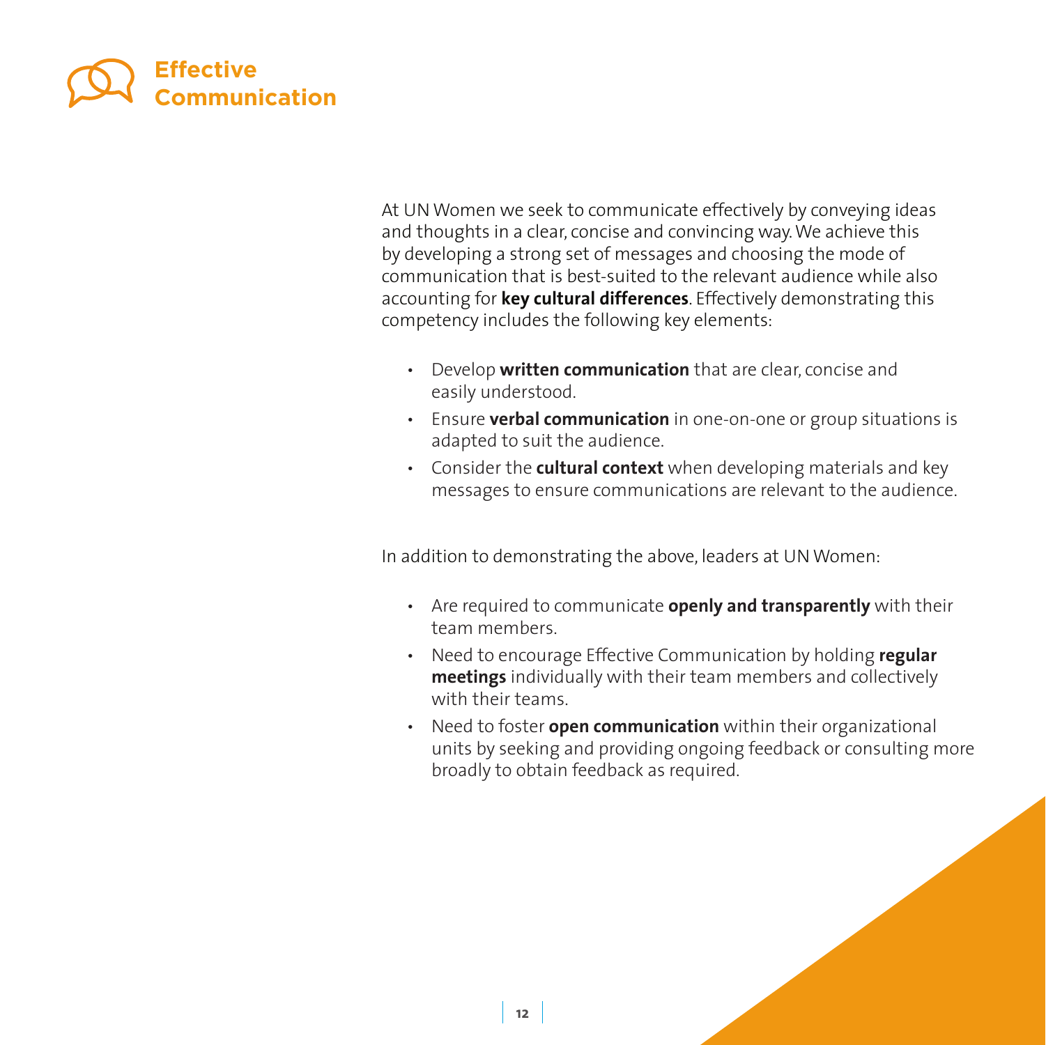# Effective Communication

At UN Women we seek to communicate effectively by conveying ideas and thoughts in a clear, concise and convincing way. We achieve this by developing a strong set of messages and choosing the mode of communication that is best-suited to the relevant audience while also accounting for **key cultural differences**. Effectively demonstrating this competency includes the following key elements:

- Develop **written communication** that are clear, concise and easily understood.
- Ensure **verbal communication** in one-on-one or group situations is adapted to suit the audience.
- Consider the **cultural context** when developing materials and key messages to ensure communications are relevant to the audience.

In addition to demonstrating the above, leaders at UN Women:

- Are required to communicate **openly and transparently** with their team members.
- Need to encourage Effective Communication by holding **regular meetings** individually with their team members and collectively with their teams.
- Need to foster **open communication** within their organizational units by seeking and providing ongoing feedback or consulting more broadly to obtain feedback as required.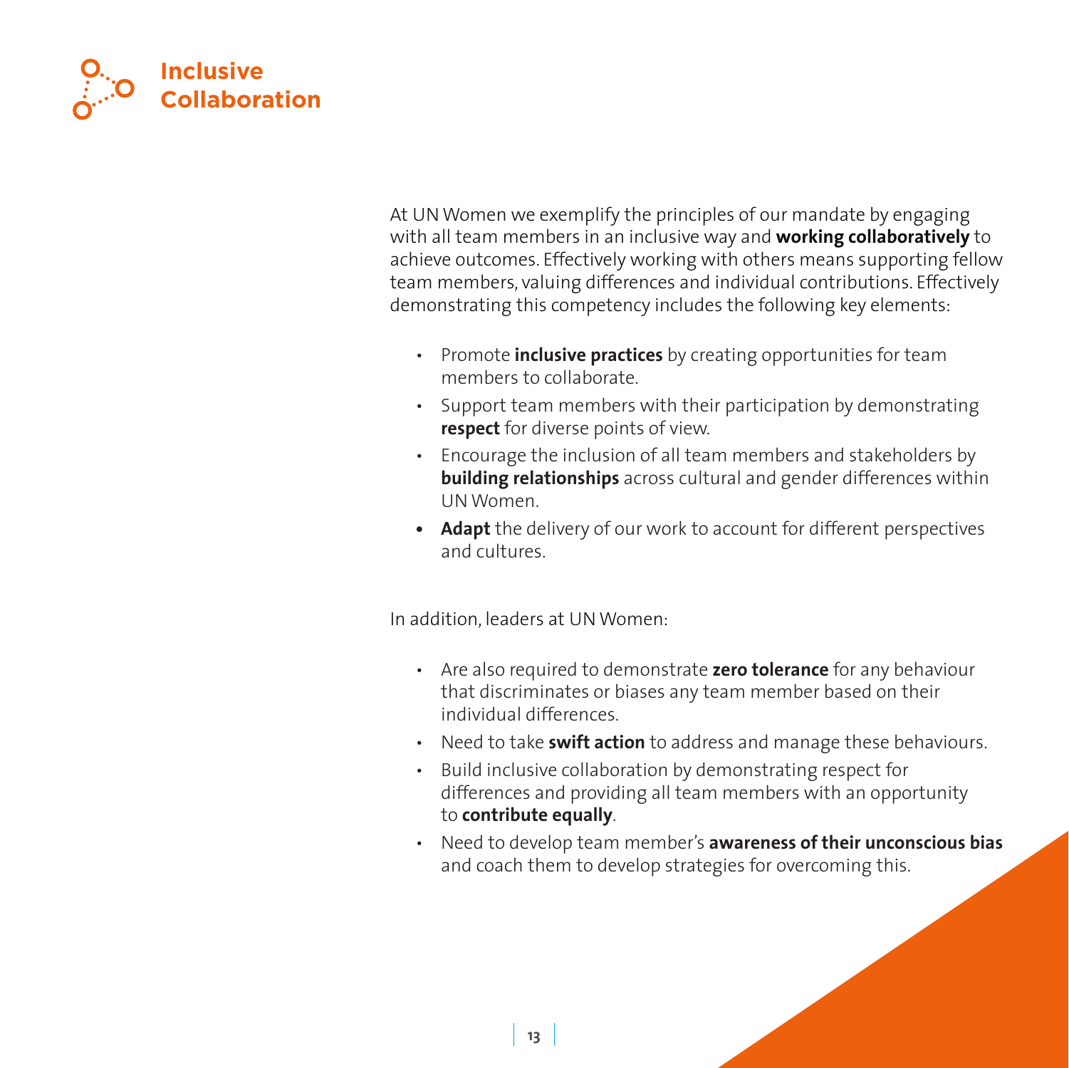# Inclusive Collaboration

At UN Women we exemplify the principles of our mandate by engaging with all team members in an inclusive way and **working collaboratively** to achieve outcomes. Effectively working with others means supporting fellow team members, valuing differences and individual contributions. Effectively demonstrating this competency includes the following key elements:

- Promote **inclusive practices** by creating opportunities for team members to collaborate.
- Support team members with their participation by demonstrating **respect** for diverse points of view.
- Encourage the inclusion of all team members and stakeholders by **building relationships** across cultural and gender differences within UN Women.
- **Adapt** the delivery of our work to account for different perspectives and cultures.

In addition, leaders at UN Women:

- Are also required to demonstrate **zero tolerance** for any behaviour that discriminates or biases any team member based on their individual differences.
- Need to take **swift action** to address and manage these behaviours.
- Build inclusive collaboration by demonstrating respect for differences and providing all team members with an opportunity to **contribute equally**.
- Need to develop team member's **awareness of their unconscious bias** and coach them to develop strategies for overcoming this.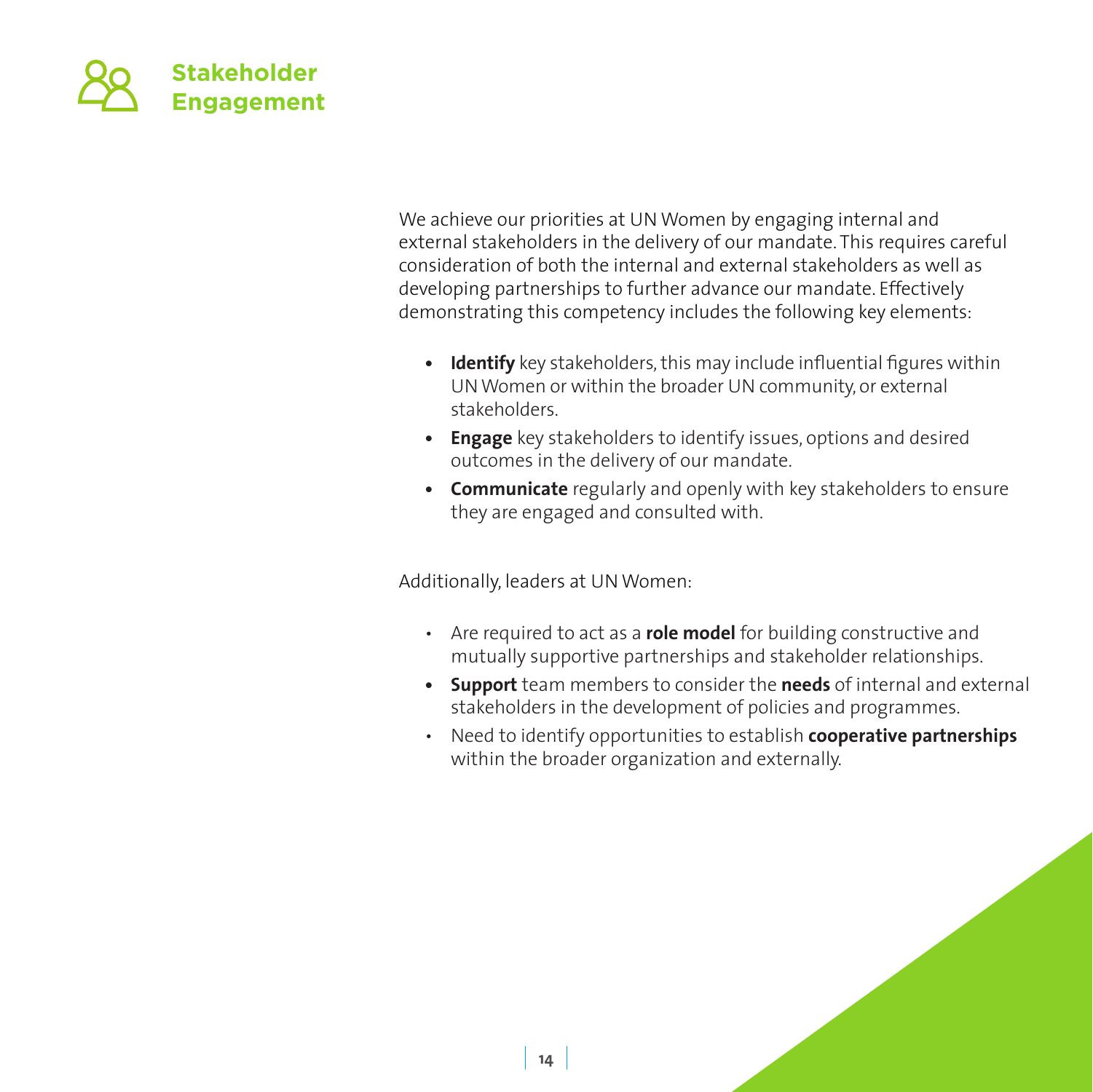# Stakeholder Engagement

We achieve our priorities at UN Women by engaging internal and external stakeholders in the delivery of our mandate. This requires careful consideration of both the internal and external stakeholders as well as developing partnerships to further advance our mandate. Effectively demonstrating this competency includes the following key elements:

- **Identify** key stakeholders, this may include influential figures within UN Women or within the broader UN community, or external stakeholders.
- **Engage** key stakeholders to identify issues, options and desired outcomes in the delivery of our mandate.
- **Communicate** regularly and openly with key stakeholders to ensure they are engaged and consulted with.

Additionally, leaders at UN Women:

- Are required to act as a **role model** for building constructive and mutually supportive partnerships and stakeholder relationships.
- **Support** team members to consider the **needs** of internal and external stakeholders in the development of policies and programmes.
- Need to identify opportunities to establish **cooperative partnerships** within the broader organization and externally.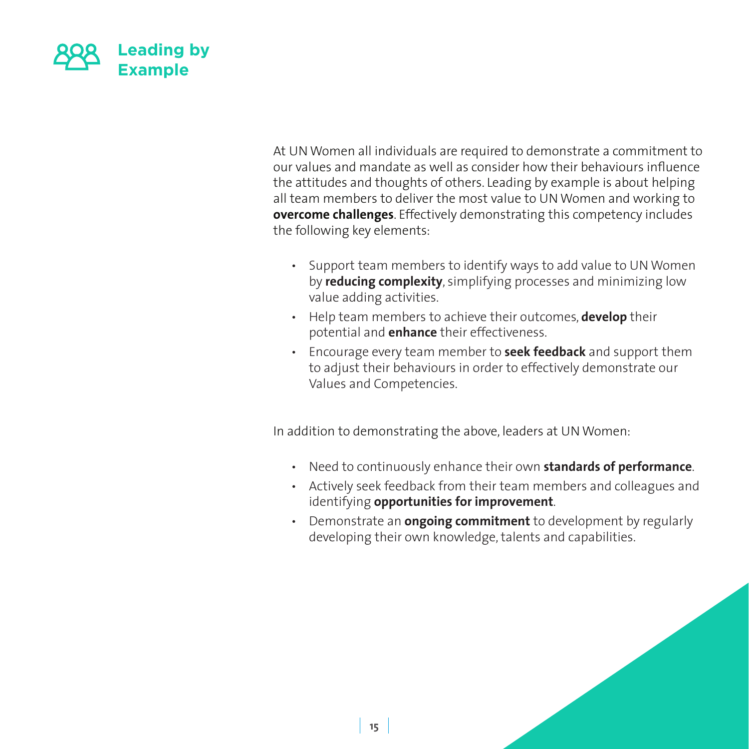# Leading by Example

At UN Women all individuals are required to demonstrate a commitment to our values and mandate as well as consider how their behaviours influence the attitudes and thoughts of others. Leading by example is about helping all team members to deliver the most value to UN Women and working to **overcome challenges**. Effectively demonstrating this competency includes the following key elements:

- Support team members to identify ways to add value to UN Women by **reducing complexity**, simplifying processes and minimizing low value adding activities.
- Help team members to achieve their outcomes, **develop** their potential and **enhance** their effectiveness.
- Encourage every team member to **seek feedback** and support them to adjust their behaviours in order to effectively demonstrate our Values and Competencies.

In addition to demonstrating the above, leaders at UN Women:

- Need to continuously enhance their own **standards of performance**.
- Actively seek feedback from their team members and colleagues and identifying **opportunities for improvement**.
- Demonstrate an **ongoing commitment** to development by regularly developing their own knowledge, talents and capabilities.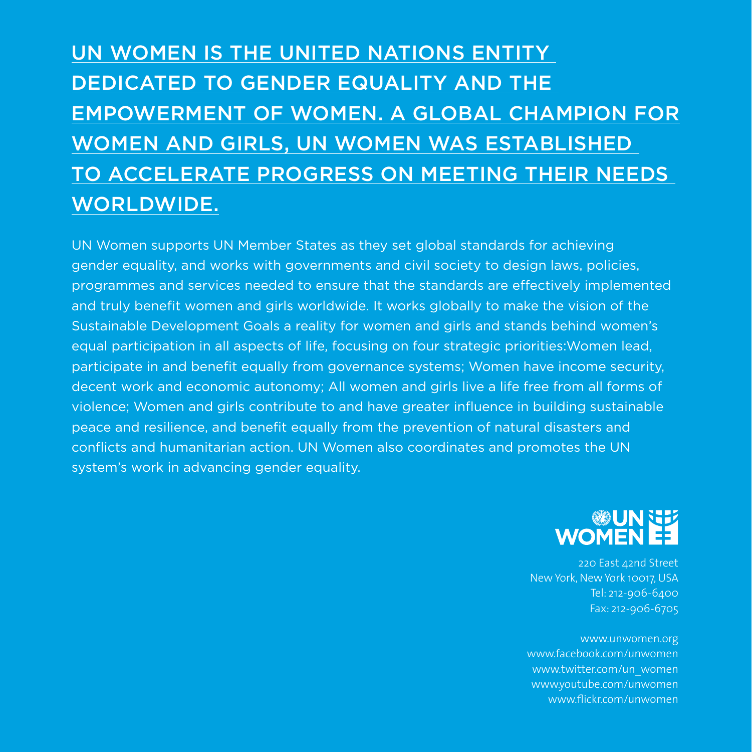## UN WOMEN IS THE UNITED NATIONS ENTITY DEDICATED TO GENDER EQUALITY AND THE EMPOWERMENT OF WOMEN. A GLOBAL CHAMPION FOR WOMEN AND GIRLS, UN WOMEN WAS ESTABLISHED TO ACCELERATE PROGRESS ON MEETING THEIR NEEDS WORLDWIDE.

UN Women supports UN Member States as they set global standards for achieving gender equality, and works with governments and civil society to design laws, policies, programmes and services needed to ensure that the standards are effectively implemented and truly benefit women and girls worldwide. It works globally to make the vision of the Sustainable Development Goals a reality for women and girls and stands behind women's equal participation in all aspects of life, focusing on four strategic priorities:Women lead, participate in and benefit equally from governance systems; Women have income security, decent work and economic autonomy; All women and girls live a life free from all forms of violence; Women and girls contribute to and have greater influence in building sustainable peace and resilience, and benefit equally from the prevention of natural disasters and conflicts and humanitarian action. UN Women also coordinates and promotes the UN system's work in advancing gender equality.

UN WOMEN

220 East 42nd Street
New York, New York 10017, USA
Tel: 212-906-6400
Fax: 212-906-6705

www.unwomen.org
www.facebook.com/unwomen
www.twitter.com/un_women
www.youtube.com/unwomen
www.flickr.com/unwomen